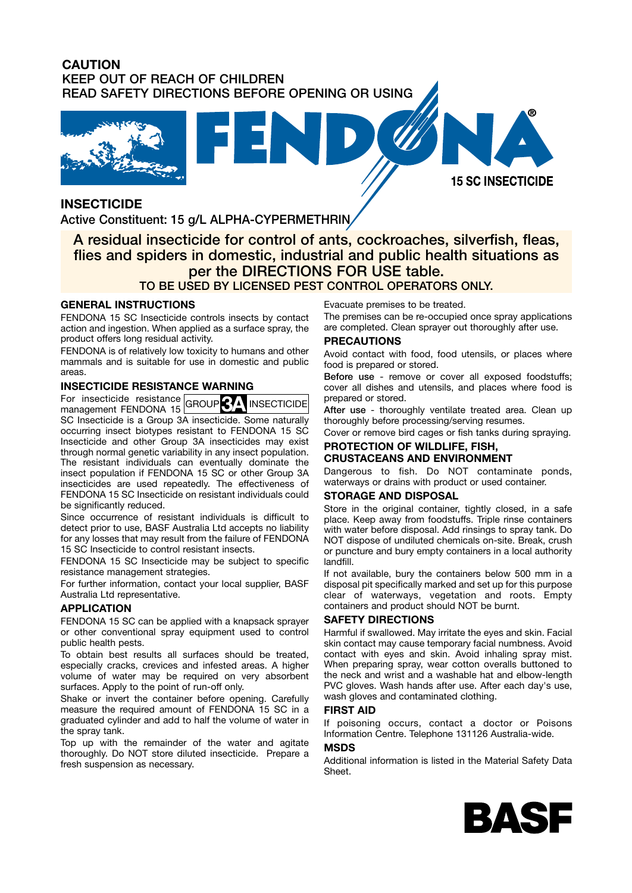**CAUTION**
**KEEP OUT OF REACH OF CHILDREN**
**READ SAFETY DIRECTIONS BEFORE OPENING OR USING**

# FENDONA®

**15 SC INSECTICIDE**

## INSECTICIDE

Active Constituent: 15 g/L ALPHA-CYPERMETHRIN

**A residual insecticide for control of ants, cockroaches, silverfish, fleas, flies and spiders in domestic, industrial and public health situations as per the DIRECTIONS FOR USE table.**

**TO BE USED BY LICENSED PEST CONTROL OPERATORS ONLY.**

### GENERAL INSTRUCTIONS

FENDONA 15 SC Insecticide controls insects by contact action and ingestion. When applied as a surface spray, the product offers long residual activity.

FENDONA is of relatively low toxicity to humans and other mammals and is suitable for use in domestic and public areas.

### INSECTICIDE RESISTANCE WARNING

GROUP **3A** INSECTICIDE

For insecticide resistance management FENDONA 15 SC Insecticide is a Group 3A insecticide. Some naturally occurring insect biotypes resistant to FENDONA 15 SC Insecticide and other Group 3A insecticides may exist through normal genetic variability in any insect population. The resistant individuals can eventually dominate the insect population if FENDONA 15 SC or other Group 3A insecticides are used repeatedly. The effectiveness of FENDONA 15 SC Insecticide on resistant individuals could be significantly reduced.

Since occurrence of resistant individuals is difficult to detect prior to use, BASF Australia Ltd accepts no liability for any losses that may result from the failure of FENDONA 15 SC Insecticide to control resistant insects.

FENDONA 15 SC Insecticide may be subject to specific resistance management strategies.

For further information, contact your local supplier, BASF Australia Ltd representative.

### APPLICATION

FENDONA 15 SC can be applied with a knapsack sprayer or other conventional spray equipment used to control public health pests.

To obtain best results all surfaces should be treated, especially cracks, crevices and infested areas. A higher volume of water may be required on very absorbent surfaces. Apply to the point of run-off only.

Shake or invert the container before opening. Carefully measure the required amount of FENDONA 15 SC in a graduated cylinder and add to half the volume of water in the spray tank.

Top up with the remainder of the water and agitate thoroughly. Do NOT store diluted insecticide. Prepare a fresh suspension as necessary.

Evacuate premises to be treated.

The premises can be re-occupied once spray applications are completed. Clean sprayer out thoroughly after use.

### PRECAUTIONS

Avoid contact with food, food utensils, or places where food is prepared or stored.

**Before use** - remove or cover all exposed foodstuffs; cover all dishes and utensils, and places where food is prepared or stored.

**After use** - thoroughly ventilate treated area. Clean up thoroughly before processing/serving resumes.

Cover or remove bird cages or fish tanks during spraying.

### PROTECTION OF WILDLIFE, FISH, CRUSTACEANS AND ENVIRONMENT

Dangerous to fish. Do NOT contaminate ponds, waterways or drains with product or used container.

### STORAGE AND DISPOSAL

Store in the original container, tightly closed, in a safe place. Keep away from foodstuffs. Triple rinse containers with water before disposal. Add rinsings to spray tank. Do NOT dispose of undiluted chemicals on-site. Break, crush or puncture and bury empty containers in a local authority landfill.

If not available, bury the containers below 500 mm in a disposal pit specifically marked and set up for this purpose clear of waterways, vegetation and roots. Empty containers and product should NOT be burnt.

### SAFETY DIRECTIONS

Harmful if swallowed. May irritate the eyes and skin. Facial skin contact may cause temporary facial numbness. Avoid contact with eyes and skin. Avoid inhaling spray mist. When preparing spray, wear cotton overalls buttoned to the neck and wrist and a washable hat and elbow-length PVC gloves. Wash hands after use. After each day's use, wash gloves and contaminated clothing.

### FIRST AID

If poisoning occurs, contact a doctor or Poisons Information Centre. Telephone 131126 Australia-wide.

### MSDS

Additional information is listed in the Material Safety Data Sheet.

**BASF**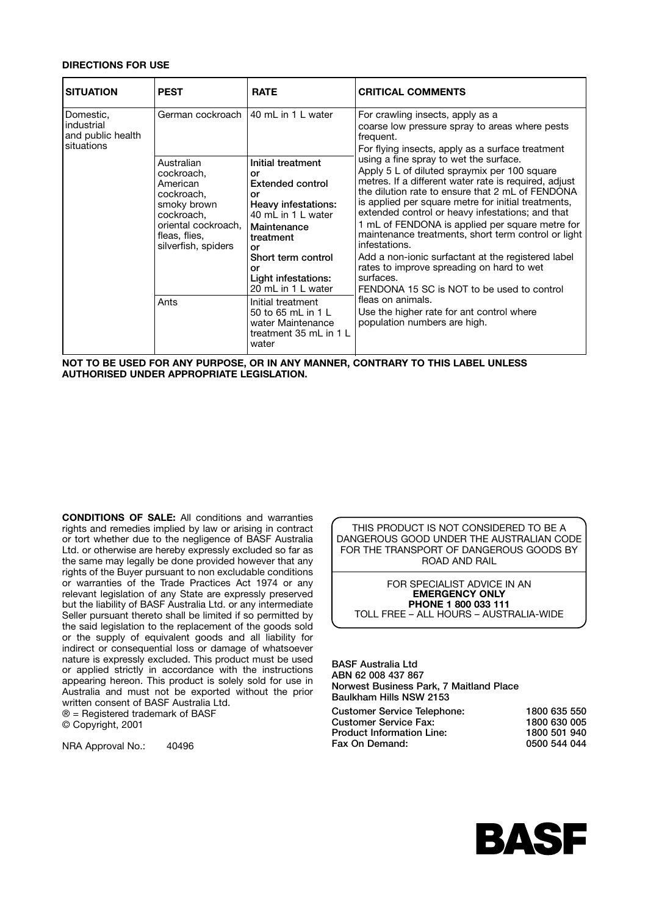**DIRECTIONS FOR USE**

| SITUATION | PEST | RATE | CRITICAL COMMENTS |
|---|---|---|---|
| Domestic, industrial and public health situations | German cockroach | 40 mL in 1 L water | For crawling insects, apply as a coarse low pressure spray to areas where pests frequent. For flying insects, apply as a surface treatment using a fine spray to wet the surface. Apply 5 L of diluted spraymix per 100 square metres. If a different water rate is required, adjust the dilution rate to ensure that 2 mL of FENDONA is applied per square metre for initial treatments, extended control or heavy infestations; and that 1 mL of FENDONA is applied per square metre for maintenance treatments, short term control or light infestations. Add a non-ionic surfactant at the registered label rates to improve spreading on hard to wet surfaces. FENDONA 15 SC is NOT to be used to control fleas on animals. Use the higher rate for ant control where population numbers are high. |
| | Australian cockroach, American cockroach, smoky brown cockroach, oriental cockroach, fleas, flies, silverfish, spiders | **Initial treatment or Extended control or Heavy infestations:** 40 mL in 1 L water **Maintenance treatment or Short term control or Light infestations:** 20 mL in 1 L water | |
| | Ants | Initial treatment 50 to 65 mL in 1 L water Maintenance treatment 35 mL in 1 L water | |

**NOT TO BE USED FOR ANY PURPOSE, OR IN ANY MANNER, CONTRARY TO THIS LABEL UNLESS AUTHORISED UNDER APPROPRIATE LEGISLATION.**

**CONDITIONS OF SALE:** All conditions and warranties rights and remedies implied by law or arising in contract or tort whether due to the negligence of BASF Australia Ltd. or otherwise are hereby expressly excluded so far as the same may legally be done provided however that any rights of the Buyer pursuant to non excludable conditions or warranties of the Trade Practices Act 1974 or any relevant legislation of any State are expressly preserved but the liability of BASF Australia Ltd. or any intermediate Seller pursuant thereto shall be limited if so permitted by the said legislation to the replacement of the goods sold or the supply of equivalent goods and all liability for indirect or consequential loss or damage of whatsoever nature is expressly excluded. This product must be used or applied strictly in accordance with the instructions appearing hereon. This product is solely sold for use in Australia and must not be exported without the prior written consent of BASF Australia Ltd.

® = Registered trademark of BASF

© Copyright, 2001

NRA Approval No.: 40496

THIS PRODUCT IS NOT CONSIDERED TO BE A DANGEROUS GOOD UNDER THE AUSTRALIAN CODE FOR THE TRANSPORT OF DANGEROUS GOODS BY ROAD AND RAIL

FOR SPECIALIST ADVICE IN AN
**EMERGENCY ONLY**
**PHONE 1 800 033 111**
TOLL FREE – ALL HOURS – AUSTRALIA-WIDE

**BASF Australia Ltd**
**ABN 62 008 437 867**
**Norwest Business Park, 7 Maitland Place**
**Baulkham Hills NSW 2153**

| | |
|---|---|
| Customer Service Telephone: | 1800 635 550 |
| Customer Service Fax: | 1800 630 005 |
| Product Information Line: | 1800 501 940 |
| Fax On Demand: | 0500 544 044 |

**BASF**